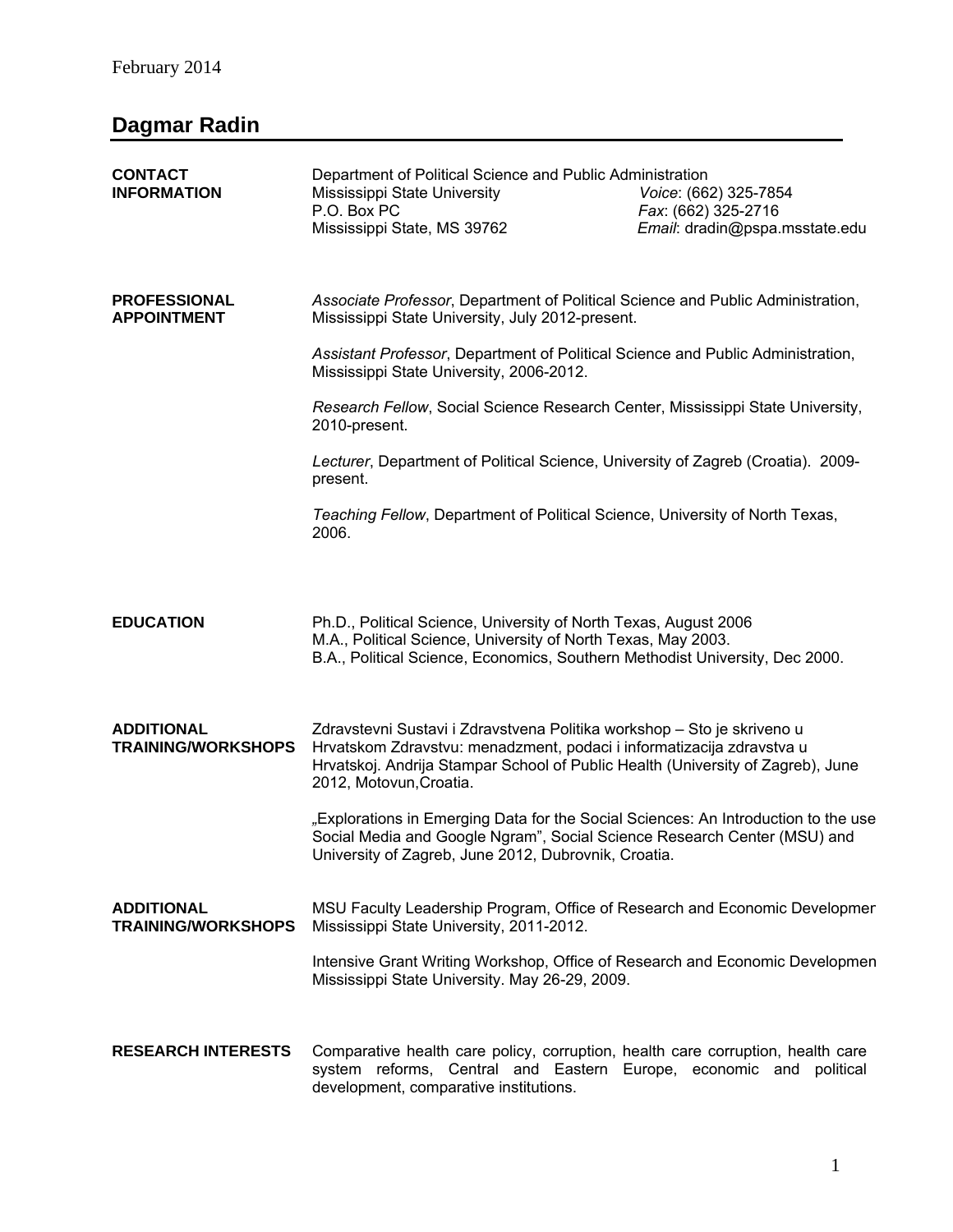February 2014

# Dagmar Radin

**CONTACT INFORMATION**

Department of Political Science and Public Administration
Mississippi State University
P.O. Box PC
Mississippi State, MS 39762

*Voice*: (662) 325-7854
*Fax*: (662) 325-2716
*Email*: dradin@pspa.msstate.edu

**PROFESSIONAL APPOINTMENT**

*Associate Professor*, Department of Political Science and Public Administration, Mississippi State University, July 2012-present.

*Assistant Professor*, Department of Political Science and Public Administration, Mississippi State University, 2006-2012.

*Research Fellow*, Social Science Research Center, Mississippi State University, 2010-present.

*Lecturer*, Department of Political Science, University of Zagreb (Croatia). 2009-present.

*Teaching Fellow*, Department of Political Science, University of North Texas, 2006.

**EDUCATION**

Ph.D., Political Science, University of North Texas, August 2006
M.A., Political Science, University of North Texas, May 2003.
B.A., Political Science, Economics, Southern Methodist University, Dec 2000.

**ADDITIONAL TRAINING/WORKSHOPS**

Zdravstevni Sustavi i Zdravstvena Politika workshop – Sto je skriveno u Hrvatskom Zdravstvu: menadzment, podaci i informatizacija zdravstva u Hrvatskoj. Andrija Stampar School of Public Health (University of Zagreb), June 2012, Motovun,Croatia.

„Explorations in Emerging Data for the Social Sciences: An Introduction to the use Social Media and Google Ngram", Social Science Research Center (MSU) and University of Zagreb, June 2012, Dubrovnik, Croatia.

**ADDITIONAL TRAINING/WORKSHOPS**

MSU Faculty Leadership Program, Office of Research and Economic Developmer Mississippi State University, 2011-2012.

Intensive Grant Writing Workshop, Office of Research and Economic Developmen Mississippi State University. May 26-29, 2009.

**RESEARCH INTERESTS**

Comparative health care policy, corruption, health care corruption, health care system reforms, Central and Eastern Europe, economic and political development, comparative institutions.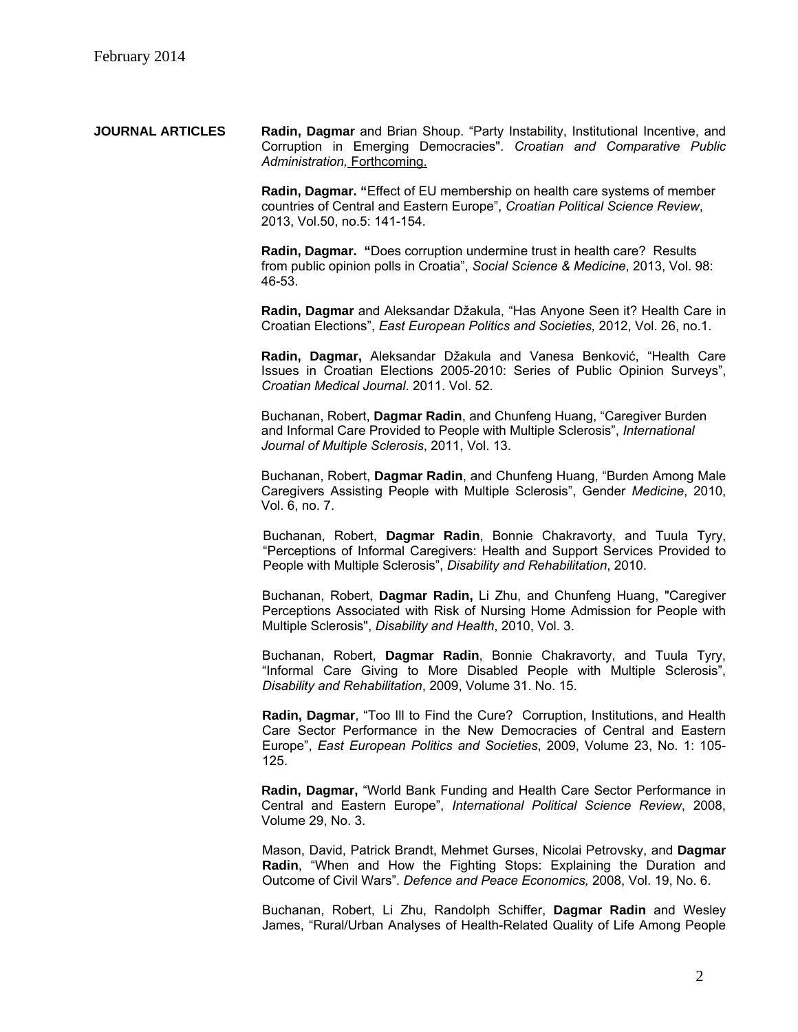## JOURNAL ARTICLES

**Radin, Dagmar** and Brian Shoup. "Party Instability, Institutional Incentive, and Corruption in Emerging Democracies". *Croatian and Comparative Public Administration,* Forthcoming.

**Radin, Dagmar. "**Effect of EU membership on health care systems of member countries of Central and Eastern Europe", *Croatian Political Science Review*, 2013, Vol.50, no.5: 141-154.

**Radin, Dagmar. "**Does corruption undermine trust in health care? Results from public opinion polls in Croatia", *Social Science & Medicine*, 2013, Vol. 98: 46-53.

**Radin, Dagmar** and Aleksandar Džakula, "Has Anyone Seen it? Health Care in Croatian Elections", *East European Politics and Societies,* 2012, Vol. 26, no.1.

**Radin, Dagmar,** Aleksandar Džakula and Vanesa Benković, "Health Care Issues in Croatian Elections 2005-2010: Series of Public Opinion Surveys", *Croatian Medical Journal*. 2011. Vol. 52.

Buchanan, Robert, **Dagmar Radin**, and Chunfeng Huang, "Caregiver Burden and Informal Care Provided to People with Multiple Sclerosis", *International Journal of Multiple Sclerosis*, 2011, Vol. 13.

Buchanan, Robert, **Dagmar Radin**, and Chunfeng Huang, "Burden Among Male Caregivers Assisting People with Multiple Sclerosis", Gender *Medicine*, 2010, Vol. 6, no. 7.

Buchanan, Robert, **Dagmar Radin**, Bonnie Chakravorty, and Tuula Tyry, "Perceptions of Informal Caregivers: Health and Support Services Provided to People with Multiple Sclerosis", *Disability and Rehabilitation*, 2010.

Buchanan, Robert, **Dagmar Radin,** Li Zhu, and Chunfeng Huang, "Caregiver Perceptions Associated with Risk of Nursing Home Admission for People with Multiple Sclerosis", *Disability and Health*, 2010, Vol. 3.

Buchanan, Robert, **Dagmar Radin**, Bonnie Chakravorty, and Tuula Tyry, "Informal Care Giving to More Disabled People with Multiple Sclerosis", *Disability and Rehabilitation*, 2009, Volume 31. No. 15.

**Radin, Dagmar**, "Too Ill to Find the Cure? Corruption, Institutions, and Health Care Sector Performance in the New Democracies of Central and Eastern Europe", *East European Politics and Societies*, 2009, Volume 23, No. 1: 105-125.

**Radin, Dagmar,** "World Bank Funding and Health Care Sector Performance in Central and Eastern Europe", *International Political Science Review*, 2008, Volume 29, No. 3.

Mason, David, Patrick Brandt, Mehmet Gurses, Nicolai Petrovsky, and **Dagmar Radin**, "When and How the Fighting Stops: Explaining the Duration and Outcome of Civil Wars". *Defence and Peace Economics,* 2008, Vol. 19, No. 6.

Buchanan, Robert, Li Zhu, Randolph Schiffer, **Dagmar Radin** and Wesley James, "Rural/Urban Analyses of Health-Related Quality of Life Among People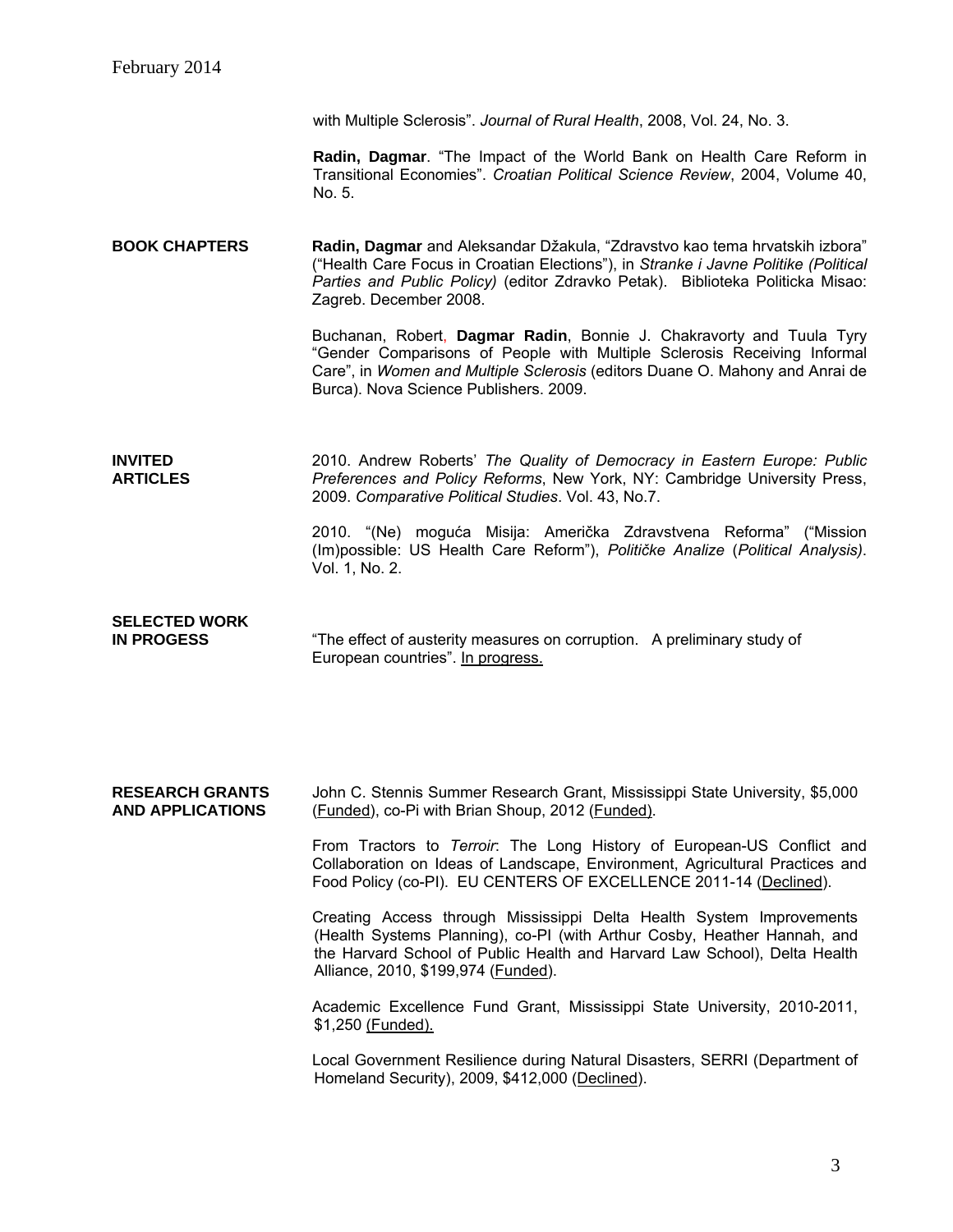with Multiple Sclerosis". *Journal of Rural Health*, 2008, Vol. 24, No. 3.

**Radin, Dagmar**. "The Impact of the World Bank on Health Care Reform in Transitional Economies". *Croatian Political Science Review*, 2004, Volume 40, No. 5.

## BOOK CHAPTERS

**Radin, Dagmar** and Aleksandar Džakula, "Zdravstvo kao tema hrvatskih izbora" ("Health Care Focus in Croatian Elections"), in *Stranke i Javne Politike (Political Parties and Public Policy)* (editor Zdravko Petak). Biblioteka Politicka Misao: Zagreb. December 2008.

Buchanan, Robert, **Dagmar Radin**, Bonnie J. Chakravorty and Tuula Tyry "Gender Comparisons of People with Multiple Sclerosis Receiving Informal Care", in *Women and Multiple Sclerosis* (editors Duane O. Mahony and Anrai de Burca). Nova Science Publishers. 2009.

## INVITED ARTICLES

2010. Andrew Roberts' *The Quality of Democracy in Eastern Europe: Public Preferences and Policy Reforms*, New York, NY: Cambridge University Press, 2009. *Comparative Political Studies*. Vol. 43, No.7.

2010. "(Ne) moguća Misija: Američka Zdravstvena Reforma" ("Mission (Im)possible: US Health Care Reform"), *Političke Analize* (*Political Analysis)*. Vol. 1, No. 2.

## SELECTED WORK IN PROGESS

"The effect of austerity measures on corruption. A preliminary study of European countries". In progress.

## RESEARCH GRANTS AND APPLICATIONS

John C. Stennis Summer Research Grant, Mississippi State University, $5,000 (Funded), co-Pi with Brian Shoup, 2012 (Funded).

From Tractors to *Terroir*: The Long History of European-US Conflict and Collaboration on Ideas of Landscape, Environment, Agricultural Practices and Food Policy (co-PI). EU CENTERS OF EXCELLENCE 2011-14 (Declined).

Creating Access through Mississippi Delta Health System Improvements (Health Systems Planning), co-PI (with Arthur Cosby, Heather Hannah, and the Harvard School of Public Health and Harvard Law School), Delta Health Alliance, 2010, $199,974 (Funded).

Academic Excellence Fund Grant, Mississippi State University, 2010-2011, $1,250 (Funded).

Local Government Resilience during Natural Disasters, SERRI (Department of Homeland Security), 2009, $412,000 (Declined).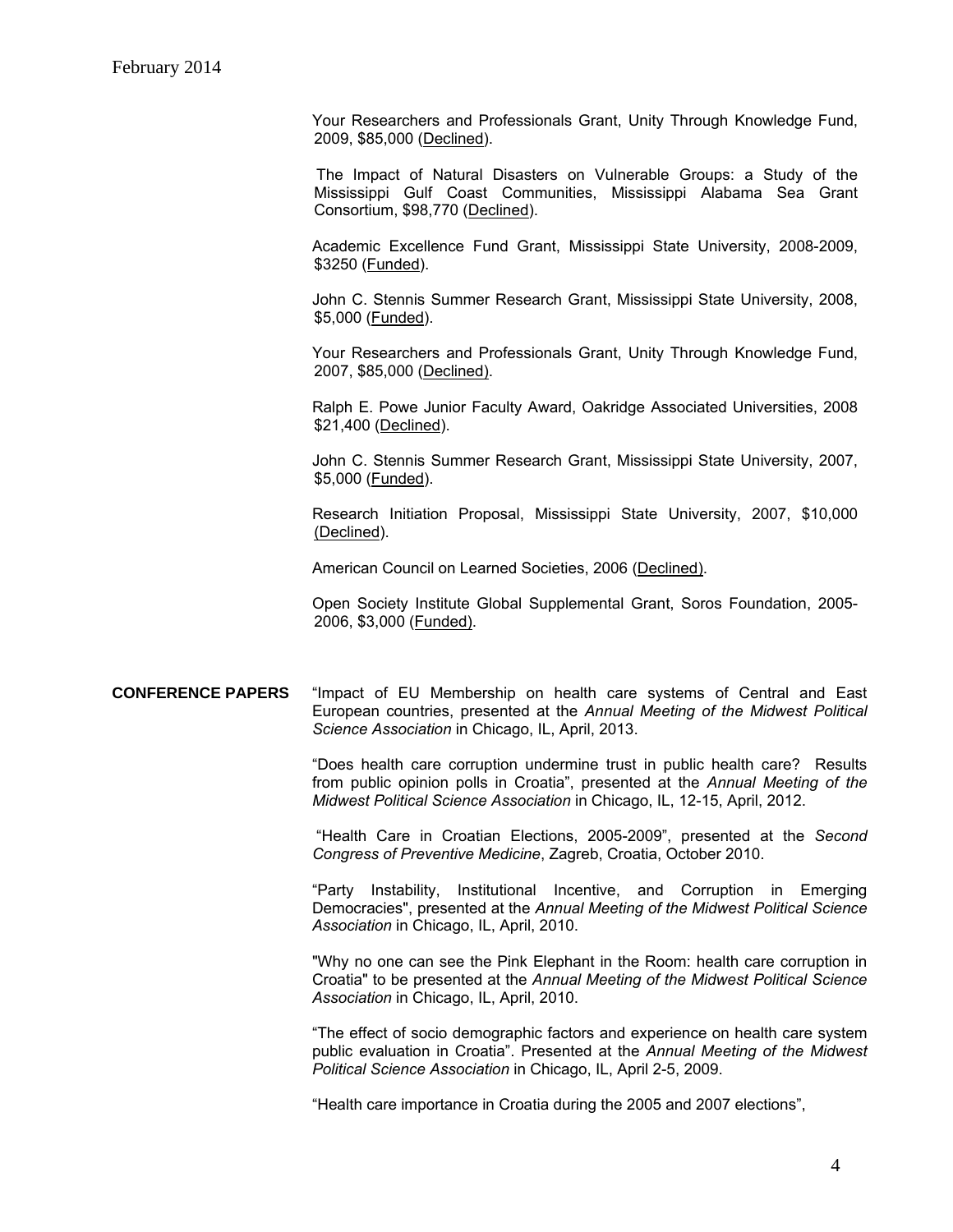Your Researchers and Professionals Grant, Unity Through Knowledge Fund, 2009, $85,000 (Declined).

The Impact of Natural Disasters on Vulnerable Groups: a Study of the Mississippi Gulf Coast Communities, Mississippi Alabama Sea Grant Consortium, $98,770 (Declined).

Academic Excellence Fund Grant, Mississippi State University, 2008-2009, $3250 (Funded).

John C. Stennis Summer Research Grant, Mississippi State University, 2008, $5,000 (Funded).

Your Researchers and Professionals Grant, Unity Through Knowledge Fund, 2007, $85,000 (Declined).

Ralph E. Powe Junior Faculty Award, Oakridge Associated Universities, 2008 $21,400 (Declined).

John C. Stennis Summer Research Grant, Mississippi State University, 2007, $5,000 (Funded).

Research Initiation Proposal, Mississippi State University, 2007, $10,000 (Declined).

American Council on Learned Societies, 2006 (Declined).

Open Society Institute Global Supplemental Grant, Soros Foundation, 2005-2006, $3,000 (Funded).

**CONFERENCE PAPERS**

"Impact of EU Membership on health care systems of Central and East European countries, presented at the *Annual Meeting of the Midwest Political Science Association* in Chicago, IL, April, 2013.

"Does health care corruption undermine trust in public health care? Results from public opinion polls in Croatia", presented at the *Annual Meeting of the Midwest Political Science Association* in Chicago, IL, 12-15, April, 2012.

"Health Care in Croatian Elections, 2005-2009", presented at the *Second Congress of Preventive Medicine*, Zagreb, Croatia, October 2010.

"Party Instability, Institutional Incentive, and Corruption in Emerging Democracies", presented at the *Annual Meeting of the Midwest Political Science Association* in Chicago, IL, April, 2010.

"Why no one can see the Pink Elephant in the Room: health care corruption in Croatia" to be presented at the *Annual Meeting of the Midwest Political Science Association* in Chicago, IL, April, 2010.

"The effect of socio demographic factors and experience on health care system public evaluation in Croatia". Presented at the *Annual Meeting of the Midwest Political Science Association* in Chicago, IL, April 2-5, 2009.

"Health care importance in Croatia during the 2005 and 2007 elections",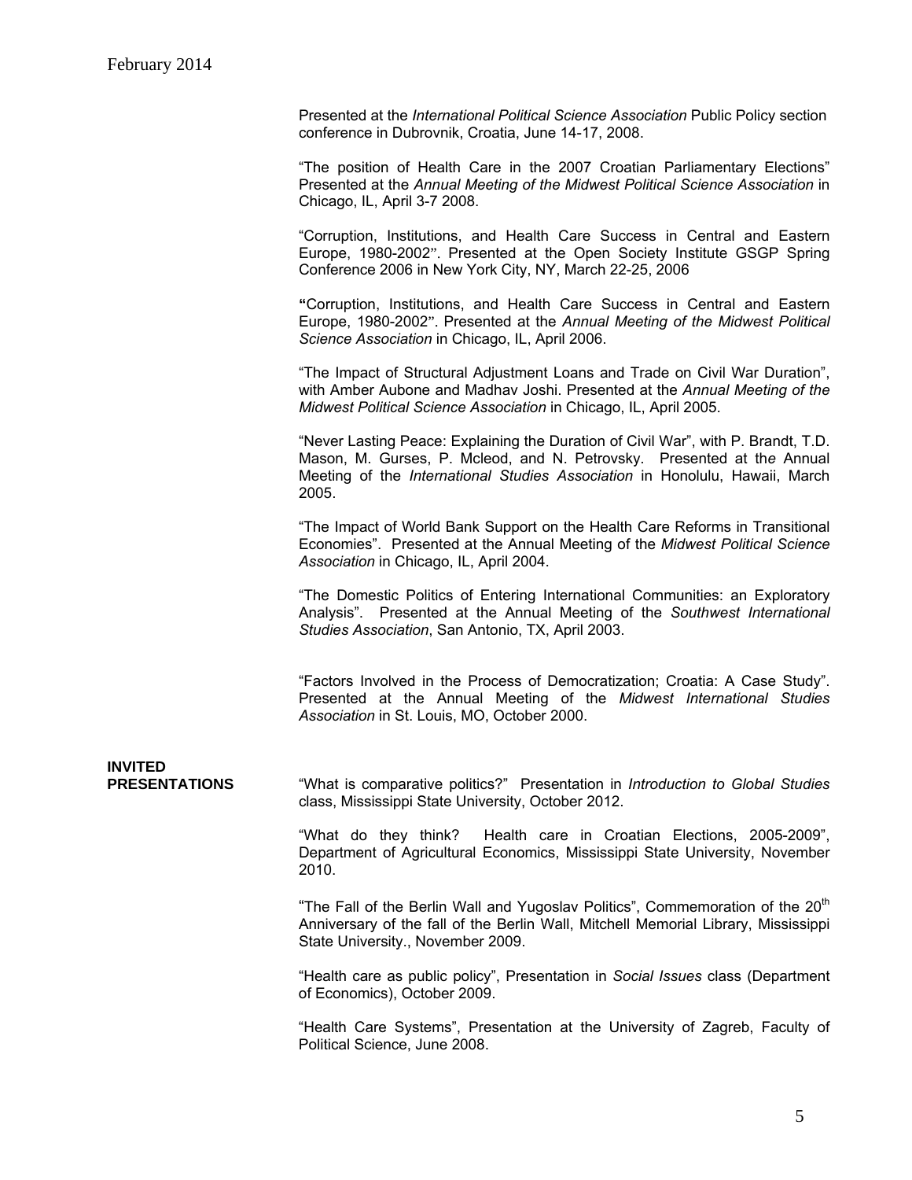Presented at the *International Political Science Association* Public Policy section conference in Dubrovnik, Croatia, June 14-17, 2008.

"The position of Health Care in the 2007 Croatian Parliamentary Elections" Presented at the *Annual Meeting of the Midwest Political Science Association* in Chicago, IL, April 3-7 2008.

"Corruption, Institutions, and Health Care Success in Central and Eastern Europe, 1980-2002". Presented at the Open Society Institute GSGP Spring Conference 2006 in New York City, NY, March 22-25, 2006

"Corruption, Institutions, and Health Care Success in Central and Eastern Europe, 1980-2002". Presented at the *Annual Meeting of the Midwest Political Science Association* in Chicago, IL, April 2006.

"The Impact of Structural Adjustment Loans and Trade on Civil War Duration", with Amber Aubone and Madhav Joshi. Presented at the *Annual Meeting of the Midwest Political Science Association* in Chicago, IL, April 2005.

"Never Lasting Peace: Explaining the Duration of Civil War", with P. Brandt, T.D. Mason, M. Gurses, P. Mcleod, and N. Petrovsky. Presented at the Annual Meeting of the *International Studies Association* in Honolulu, Hawaii, March 2005.

"The Impact of World Bank Support on the Health Care Reforms in Transitional Economies". Presented at the Annual Meeting of the *Midwest Political Science Association* in Chicago, IL, April 2004.

"The Domestic Politics of Entering International Communities: an Exploratory Analysis". Presented at the Annual Meeting of the *Southwest International Studies Association*, San Antonio, TX, April 2003.

"Factors Involved in the Process of Democratization; Croatia: A Case Study". Presented at the Annual Meeting of the *Midwest International Studies Association* in St. Louis, MO, October 2000.

**INVITED PRESENTATIONS**

"What is comparative politics?" Presentation in *Introduction to Global Studies* class, Mississippi State University, October 2012.

"What do they think? Health care in Croatian Elections, 2005-2009", Department of Agricultural Economics, Mississippi State University, November 2010.

"The Fall of the Berlin Wall and Yugoslav Politics", Commemoration of the 20th Anniversary of the fall of the Berlin Wall, Mitchell Memorial Library, Mississippi State University., November 2009.

"Health care as public policy", Presentation in *Social Issues* class (Department of Economics), October 2009.

"Health Care Systems", Presentation at the University of Zagreb, Faculty of Political Science, June 2008.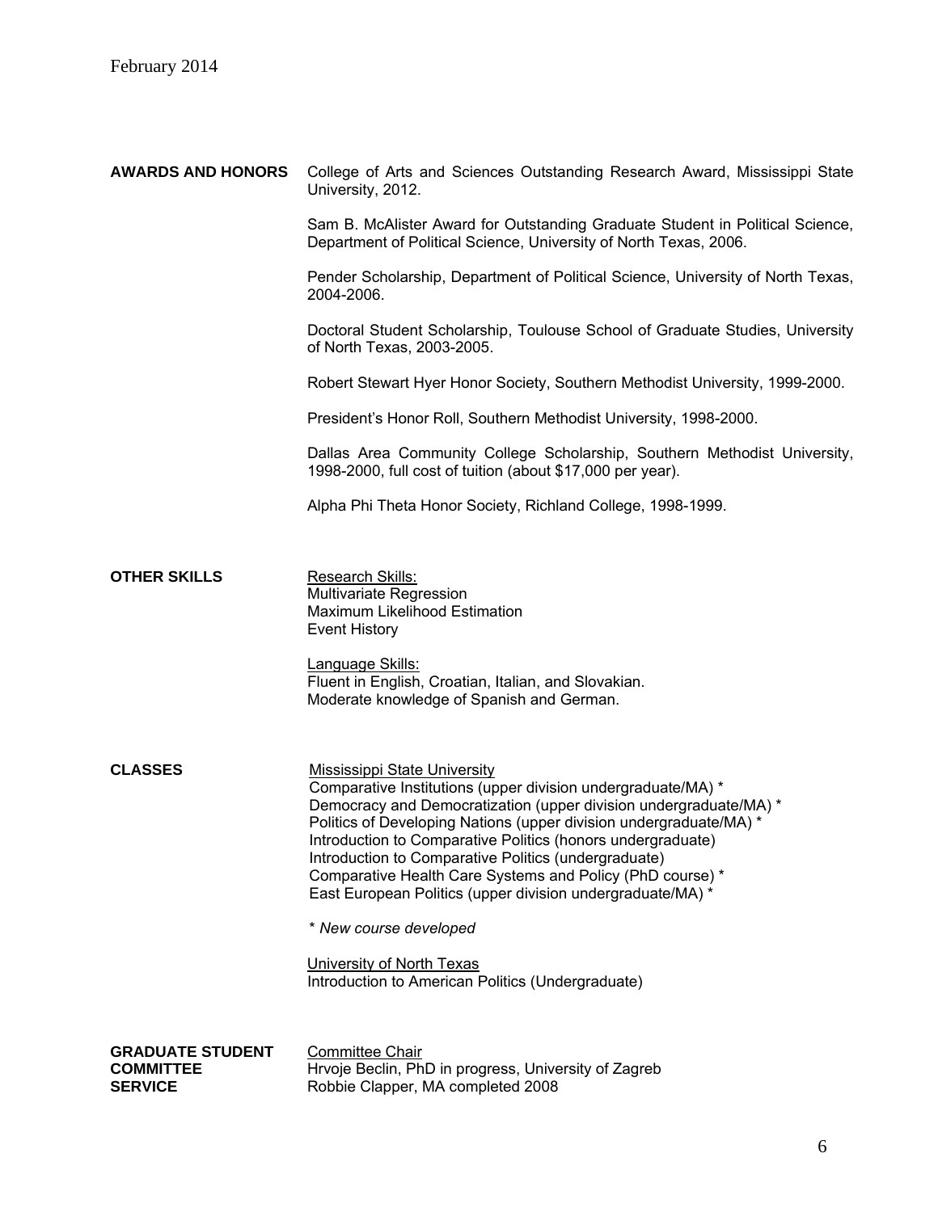## AWARDS AND HONORS

College of Arts and Sciences Outstanding Research Award, Mississippi State University, 2012.

Sam B. McAlister Award for Outstanding Graduate Student in Political Science, Department of Political Science, University of North Texas, 2006.

Pender Scholarship, Department of Political Science, University of North Texas, 2004-2006.

Doctoral Student Scholarship, Toulouse School of Graduate Studies, University of North Texas, 2003-2005.

Robert Stewart Hyer Honor Society, Southern Methodist University, 1999-2000.

President's Honor Roll, Southern Methodist University, 1998-2000.

Dallas Area Community College Scholarship, Southern Methodist University, 1998-2000, full cost of tuition (about $17,000 per year).

Alpha Phi Theta Honor Society, Richland College, 1998-1999.

## OTHER SKILLS

Research Skills:
Multivariate Regression
Maximum Likelihood Estimation
Event History

Language Skills:
Fluent in English, Croatian, Italian, and Slovakian.
Moderate knowledge of Spanish and German.

## CLASSES

Mississippi State University
Comparative Institutions (upper division undergraduate/MA) *
Democracy and Democratization (upper division undergraduate/MA) *
Politics of Developing Nations (upper division undergraduate/MA) *
Introduction to Comparative Politics (honors undergraduate)
Introduction to Comparative Politics (undergraduate)
Comparative Health Care Systems and Policy (PhD course) *
East European Politics (upper division undergraduate/MA) *

*\* New course developed*

University of North Texas
Introduction to American Politics (Undergraduate)

## GRADUATE STUDENT COMMITTEE SERVICE

Committee Chair
Hrvoje Beclin, PhD in progress, University of Zagreb
Robbie Clapper, MA completed 2008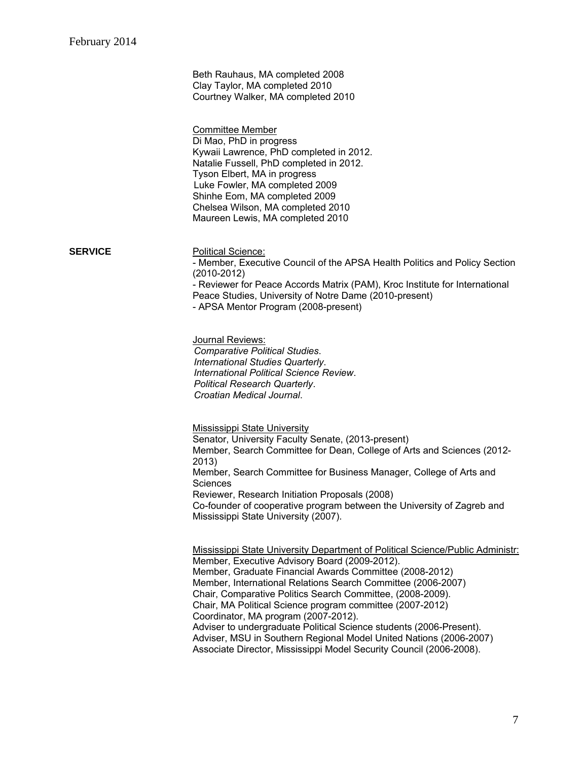Beth Rauhaus, MA completed 2008
Clay Taylor, MA completed 2010
Courtney Walker, MA completed 2010

Committee Member
Di Mao, PhD in progress
Kywaii Lawrence, PhD completed in 2012.
Natalie Fussell, PhD completed in 2012.
Tyson Elbert, MA in progress
Luke Fowler, MA completed 2009
Shinhe Eom, MA completed 2009
Chelsea Wilson, MA completed 2010
Maureen Lewis, MA completed 2010

**SERVICE**

Political Science:
- Member, Executive Council of the APSA Health Politics and Policy Section (2010-2012)
- Reviewer for Peace Accords Matrix (PAM), Kroc Institute for International Peace Studies, University of Notre Dame (2010-present)
- APSA Mentor Program (2008-present)

Journal Reviews:
*Comparative Political Studies*.
*International Studies Quarterly*.
*International Political Science Review*.
*Political Research Quarterly*.
*Croatian Medical Journal*.

Mississippi State University
Senator, University Faculty Senate, (2013-present)
Member, Search Committee for Dean, College of Arts and Sciences (2012-2013)
Member, Search Committee for Business Manager, College of Arts and Sciences
Reviewer, Research Initiation Proposals (2008)
Co-founder of cooperative program between the University of Zagreb and Mississippi State University (2007).

Mississippi State University Department of Political Science/Public Administr:
Member, Executive Advisory Board (2009-2012).
Member, Graduate Financial Awards Committee (2008-2012)
Member, International Relations Search Committee (2006-2007)
Chair, Comparative Politics Search Committee, (2008-2009).
Chair, MA Political Science program committee (2007-2012)
Coordinator, MA program (2007-2012).
Adviser to undergraduate Political Science students (2006-Present).
Adviser, MSU in Southern Regional Model United Nations (2006-2007)
Associate Director, Mississippi Model Security Council (2006-2008).